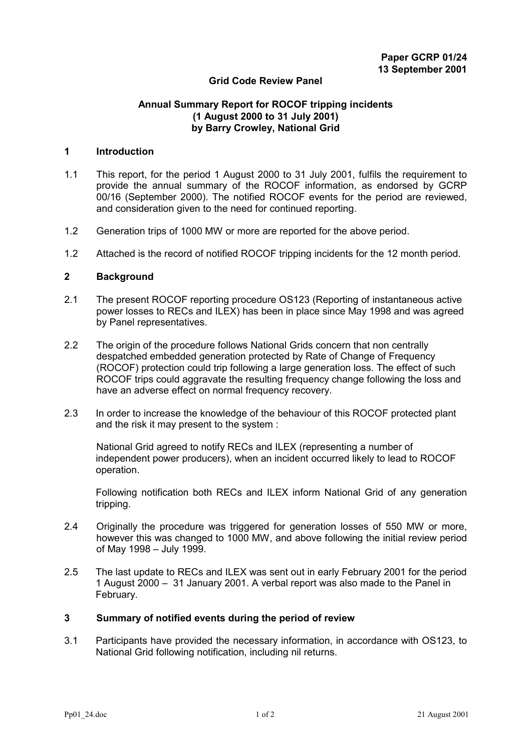**Paper GCRP 01/24**
**13 September 2001**

**Grid Code Review Panel**

**Annual Summary Report for ROCOF tripping incidents**
**(1 August 2000 to 31 July 2001)**
**by Barry Crowley, National Grid**

## 1 Introduction

1.1 This report, for the period 1 August 2000 to 31 July 2001, fulfils the requirement to provide the annual summary of the ROCOF information, as endorsed by GCRP 00/16 (September 2000). The notified ROCOF events for the period are reviewed, and consideration given to the need for continued reporting.

1.2 Generation trips of 1000 MW or more are reported for the above period.

1.2 Attached is the record of notified ROCOF tripping incidents for the 12 month period.

## 2 Background

2.1 The present ROCOF reporting procedure OS123 (Reporting of instantaneous active power losses to RECs and ILEX) has been in place since May 1998 and was agreed by Panel representatives.

2.2 The origin of the procedure follows National Grids concern that non centrally despatched embedded generation protected by Rate of Change of Frequency (ROCOF) protection could trip following a large generation loss. The effect of such ROCOF trips could aggravate the resulting frequency change following the loss and have an adverse effect on normal frequency recovery.

2.3 In order to increase the knowledge of the behaviour of this ROCOF protected plant and the risk it may present to the system :

National Grid agreed to notify RECs and ILEX (representing a number of independent power producers), when an incident occurred likely to lead to ROCOF operation.

Following notification both RECs and ILEX inform National Grid of any generation tripping.

2.4 Originally the procedure was triggered for generation losses of 550 MW or more, however this was changed to 1000 MW, and above following the initial review period of May 1998 – July 1999.

2.5 The last update to RECs and ILEX was sent out in early February 2001 for the period 1 August 2000 – 31 January 2001. A verbal report was also made to the Panel in February.

## 3 Summary of notified events during the period of review

3.1 Participants have provided the necessary information, in accordance with OS123, to National Grid following notification, including nil returns.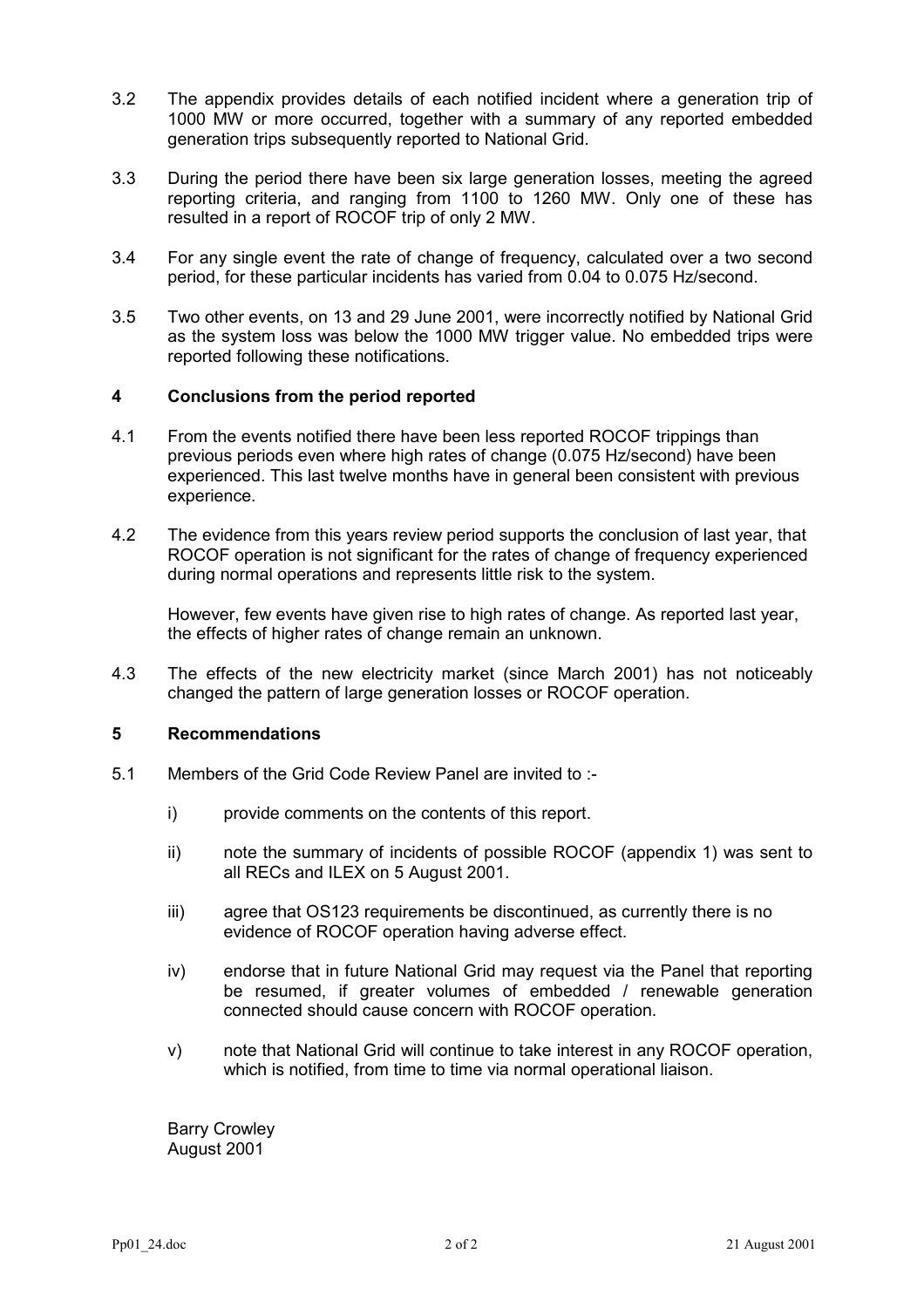3.2 The appendix provides details of each notified incident where a generation trip of 1000 MW or more occurred, together with a summary of any reported embedded generation trips subsequently reported to National Grid.

3.3 During the period there have been six large generation losses, meeting the agreed reporting criteria, and ranging from 1100 to 1260 MW. Only one of these has resulted in a report of ROCOF trip of only 2 MW.

3.4 For any single event the rate of change of frequency, calculated over a two second period, for these particular incidents has varied from 0.04 to 0.075 Hz/second.

3.5 Two other events, on 13 and 29 June 2001, were incorrectly notified by National Grid as the system loss was below the 1000 MW trigger value. No embedded trips were reported following these notifications.

## 4 Conclusions from the period reported

4.1 From the events notified there have been less reported ROCOF trippings than previous periods even where high rates of change (0.075 Hz/second) have been experienced. This last twelve months have in general been consistent with previous experience.

4.2 The evidence from this years review period supports the conclusion of last year, that ROCOF operation is not significant for the rates of change of frequency experienced during normal operations and represents little risk to the system.

However, few events have given rise to high rates of change. As reported last year, the effects of higher rates of change remain an unknown.

4.3 The effects of the new electricity market (since March 2001) has not noticeably changed the pattern of large generation losses or ROCOF operation.

## 5 Recommendations

5.1 Members of the Grid Code Review Panel are invited to :-

i) provide comments on the contents of this report.

ii) note the summary of incidents of possible ROCOF (appendix 1) was sent to all RECs and ILEX on 5 August 2001.

iii) agree that OS123 requirements be discontinued, as currently there is no evidence of ROCOF operation having adverse effect.

iv) endorse that in future National Grid may request via the Panel that reporting be resumed, if greater volumes of embedded / renewable generation connected should cause concern with ROCOF operation.

v) note that National Grid will continue to take interest in any ROCOF operation, which is notified, from time to time via normal operational liaison.

Barry Crowley
August 2001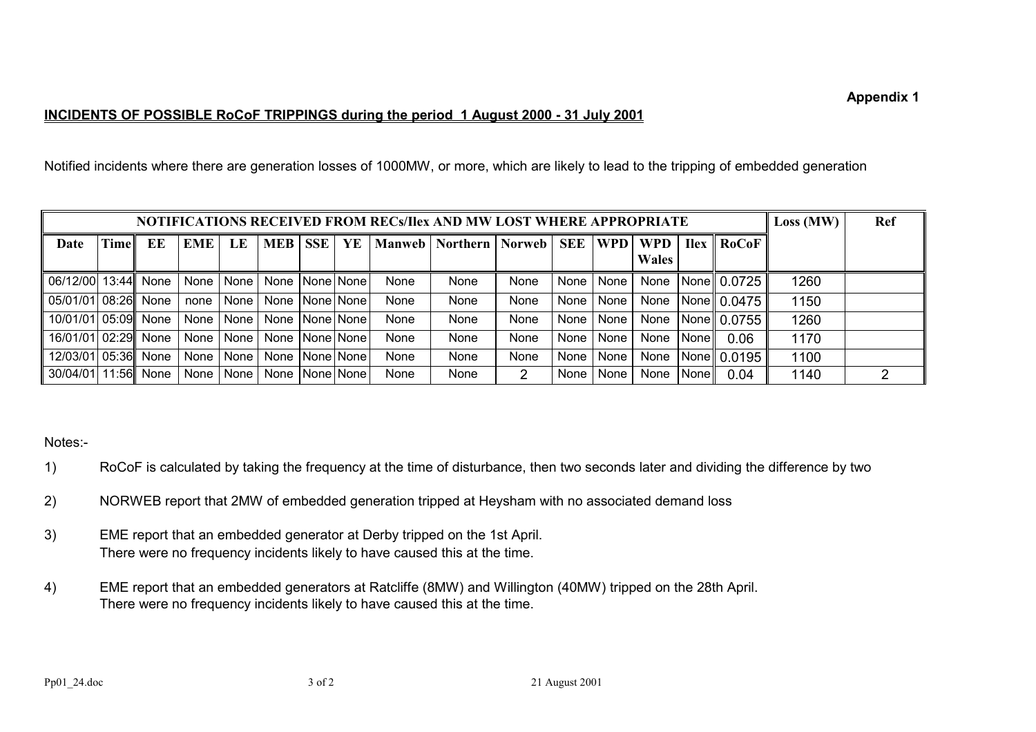**Appendix 1**

**INCIDENTS OF POSSIBLE RoCoF TRIPPINGS during the period 1 August 2000 - 31 July 2001**

Notified incidents where there are generation losses of 1000MW, or more, which are likely to lead to the tripping of embedded generation

| NOTIFICATIONS RECEIVED FROM RECs/Ilex AND MW LOST WHERE APPROPRIATE | | | | | | | | | | | | | | | | Loss (MW) | Ref |
|---|---|---|---|---|---|---|---|---|---|---|---|---|---|---|---|---|---|
| Date | Time | EE | EME | LE | MEB | SSE | YE | Manweb | Northern | Norweb | SEE | WPD | WPD Wales | Ilex | RoCoF | | |
| 06/12/00 | 13:44 | None | None | None | None | None | None | None | None | None | None | None | None | None | 0.0725 | 1260 | |
| 05/01/01 | 08:26 | None | none | None | None | None | None | None | None | None | None | None | None | None | 0.0475 | 1150 | |
| 10/01/01 | 05:09 | None | None | None | None | None | None | None | None | None | None | None | None | None | 0.0755 | 1260 | |
| 16/01/01 | 02:29 | None | None | None | None | None | None | None | None | None | None | None | None | None | 0.06 | 1170 | |
| 12/03/01 | 05:36 | None | None | None | None | None | None | None | None | None | None | None | None | None | 0.0195 | 1100 | |
| 30/04/01 | 11:56 | None | None | None | None | None | None | None | None | 2 | None | None | None | None | 0.04 | 1140 | 2 |

Notes:-

1) RoCoF is calculated by taking the frequency at the time of disturbance, then two seconds later and dividing the difference by two

2) NORWEB report that 2MW of embedded generation tripped at Heysham with no associated demand loss

3) EME report that an embedded generator at Derby tripped on the 1st April.
There were no frequency incidents likely to have caused this at the time.

4) EME report that an embedded generators at Ratcliffe (8MW) and Willington (40MW) tripped on the 28th April.
There were no frequency incidents likely to have caused this at the time.